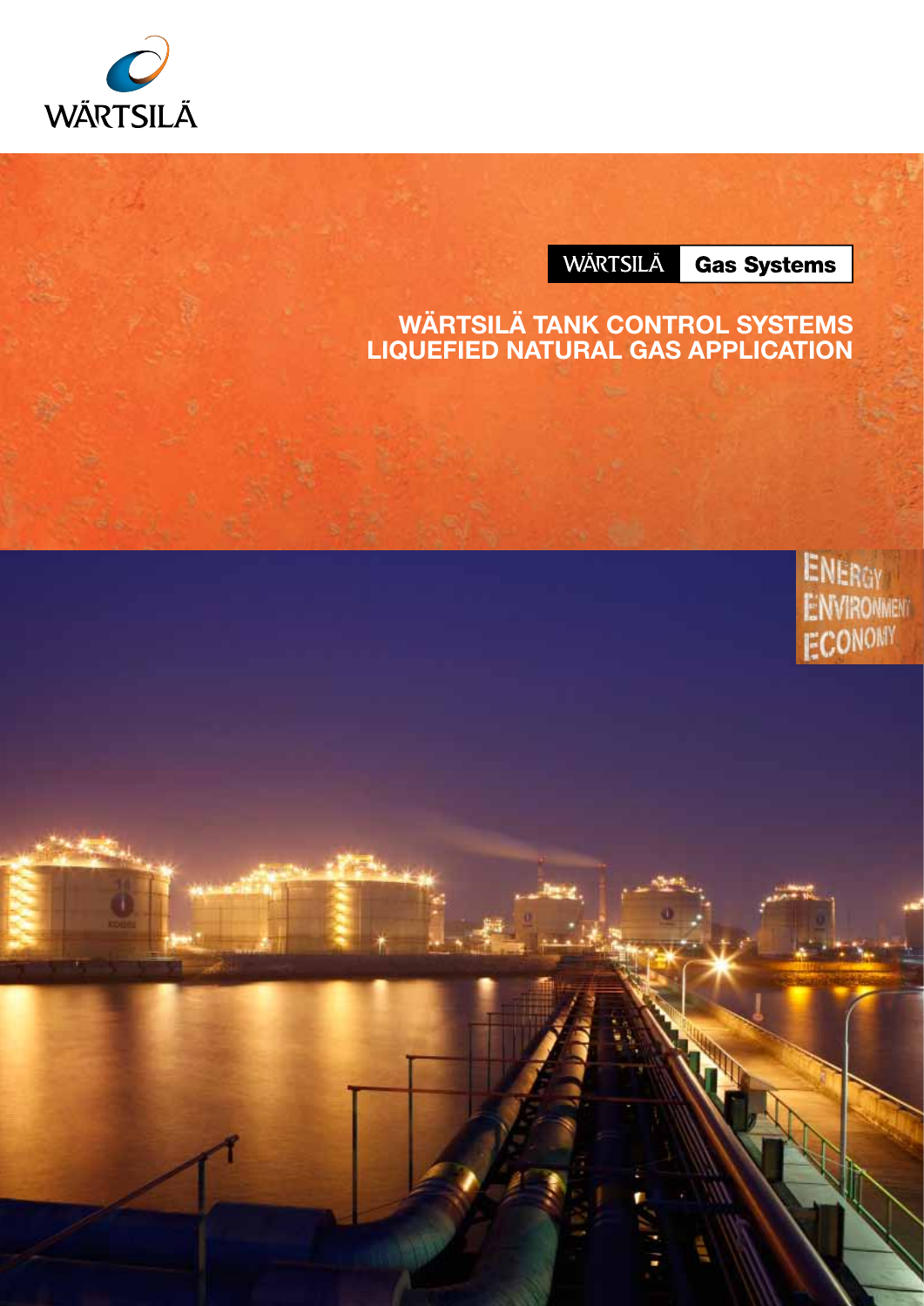WÄRTSILÄ

WÄRTSILÄ **Gas Systems**

# WÄRTSILÄ TANK CONTROL SYSTEMS LIQUEFIED NATURAL GAS APPLICATION

ENERGY
ENVIRONMENT
ECONOMY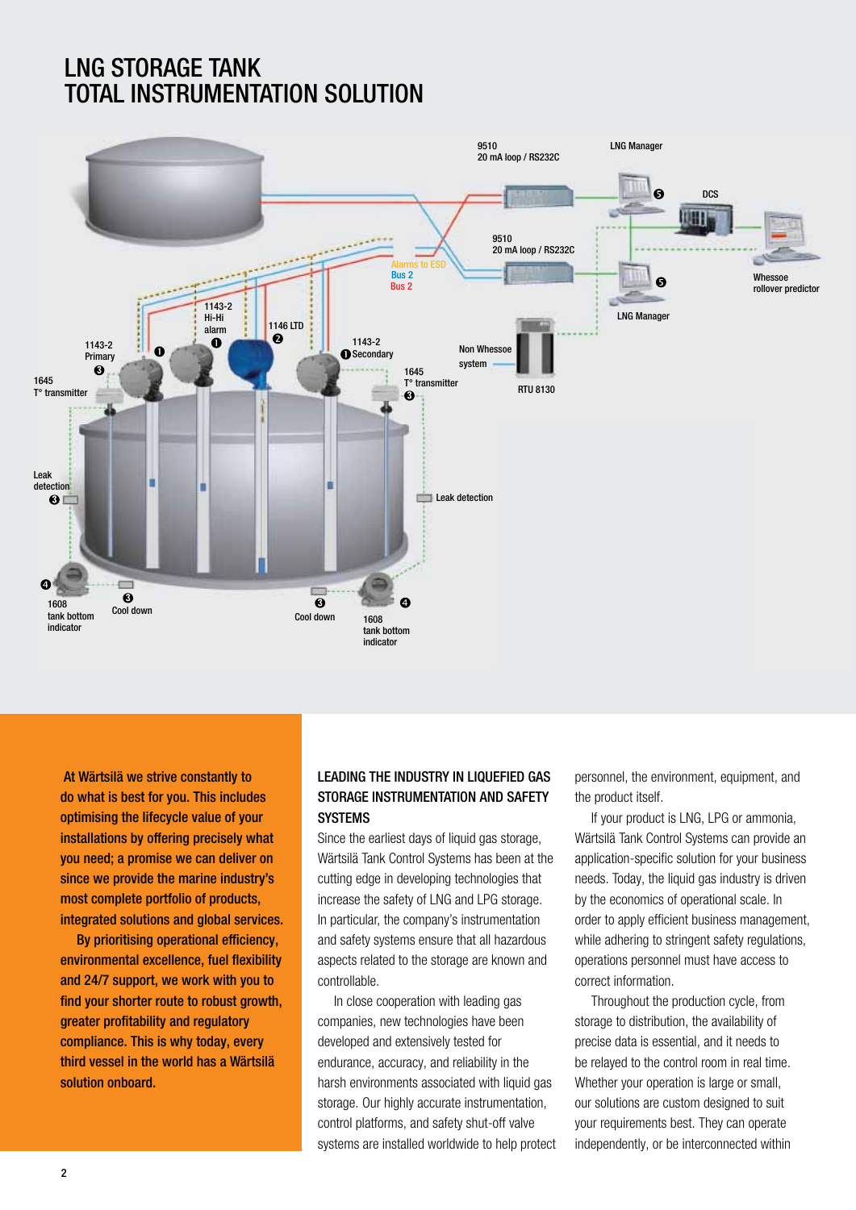# LNG STORAGE TANK TOTAL INSTRUMENTATION SOLUTION

9510
20 mA loop / RS232C

LNG Manager

DCS

9510
20 mA loop / RS232C

Alarms to ESD
Bus 2
Bus 2

Whessoe rollover predictor

LNG Manager

1143-2 Hi-Hi alarm ❶

1146 LTD ❷

1143-2 Primary ❸

1143-2 ❶ Secondary

Non Whessoe system

RTU 8130

1645 T° transmitter

1645 T° transmitter ❸

Leak detection ❸

Leak detection

❹ 1608 tank bottom indicator

❸ Cool down

❸ Cool down

❹ 1608 tank bottom indicator

At Wärtsilä we strive constantly to do what is best for you. This includes optimising the lifecycle value of your installations by offering precisely what you need; a promise we can deliver on since we provide the marine industry's most complete portfolio of products, integrated solutions and global services.

By prioritising operational efficiency, environmental excellence, fuel flexibility and 24/7 support, we work with you to find your shorter route to robust growth, greater profitability and regulatory compliance. This is why today, every third vessel in the world has a Wärtsilä solution onboard.

## LEADING THE INDUSTRY IN LIQUEFIED GAS STORAGE INSTRUMENTATION AND SAFETY SYSTEMS

Since the earliest days of liquid gas storage, Wärtsilä Tank Control Systems has been at the cutting edge in developing technologies that increase the safety of LNG and LPG storage. In particular, the company's instrumentation and safety systems ensure that all hazardous aspects related to the storage are known and controllable.

In close cooperation with leading gas companies, new technologies have been developed and extensively tested for endurance, accuracy, and reliability in the harsh environments associated with liquid gas storage. Our highly accurate instrumentation, control platforms, and safety shut-off valve systems are installed worldwide to help protect personnel, the environment, equipment, and the product itself.

If your product is LNG, LPG or ammonia, Wärtsilä Tank Control Systems can provide an application-specific solution for your business needs. Today, the liquid gas industry is driven by the economics of operational scale. In order to apply efficient business management, while adhering to stringent safety regulations, operations personnel must have access to correct information.

Throughout the production cycle, from storage to distribution, the availability of precise data is essential, and it needs to be relayed to the control room in real time. Whether your operation is large or small, our solutions are custom designed to suit your requirements best. They can operate independently, or be interconnected within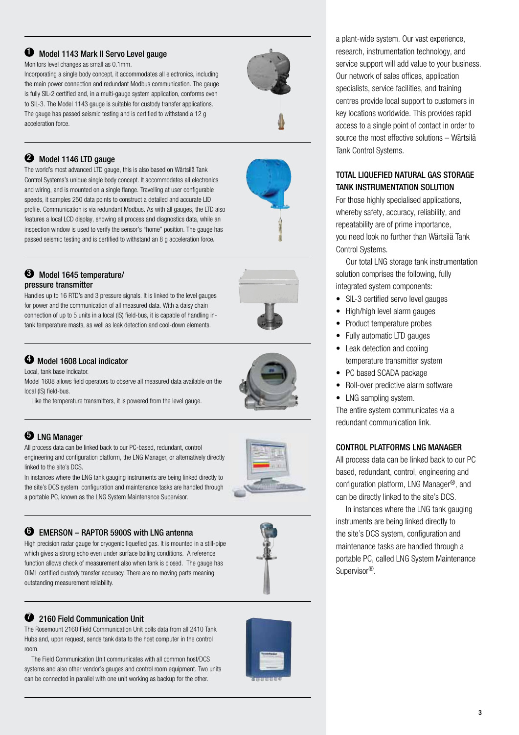### ❶ Model 1143 Mark II Servo Level gauge

Monitors level changes as small as 0.1mm.

Incorporating a single body concept, it accommodates all electronics, including the main power connection and redundant Modbus communication. The gauge is fully SIL-2 certified and, in a multi-gauge system application, conforms even to SIL-3. The Model 1143 gauge is suitable for custody transfer applications. The gauge has passed seismic testing and is certified to withstand a 12 g acceleration force.

### ❷ Model 1146 LTD gauge

The world's most advanced LTD gauge, this is also based on Wärtsilä Tank Control Systems's unique single body concept. It accommodates all electronics and wiring, and is mounted on a single flange. Travelling at user configurable speeds, it samples 250 data points to construct a detailed and accurate LID profile. Communication is via redundant Modbus. As with all gauges, the LTD also features a local LCD display, showing all process and diagnostics data, while an inspection window is used to verify the sensor's "home" position. The gauge has passed seismic testing and is certified to withstand an 8 g acceleration force.

### ❸ Model 1645 temperature/ pressure transmitter

Handles up to 16 RTD's and 3 pressure signals. It is linked to the level gauges for power and the communication of all measured data. With a daisy chain connection of up to 5 units in a local (IS) field-bus, it is capable of handling in-tank temperature masts, as well as leak detection and cool-down elements.

### ❹ Model 1608 Local indicator

Local, tank base indicator.

Model 1608 allows field operators to observe all measured data available on the local (IS) field-bus.

Like the temperature transmitters, it is powered from the level gauge.

### ❺ LNG Manager

All process data can be linked back to our PC-based, redundant, control engineering and configuration platform, the LNG Manager, or alternatively directly linked to the site's DCS.

In instances where the LNG tank gauging instruments are being linked directly to the site's DCS system, configuration and maintenance tasks are handled through a portable PC, known as the LNG System Maintenance Supervisor.

### ❻ EMERSON – RAPTOR 5900S with LNG antenna

High precision radar gauge for cryogenic liquefied gas. It is mounted in a still-pipe which gives a strong echo even under surface boiling conditions. A reference function allows check of measurement also when tank is closed. The gauge has OIML certified custody transfer accuracy. There are no moving parts meaning outstanding measurement reliability.

### ❼ 2160 Field Communication Unit

The Rosemount 2160 Field Communication Unit polls data from all 2410 Tank Hubs and, upon request, sends tank data to the host computer in the control room.

The Field Communication Unit communicates with all common host/DCS systems and also other vendor's gauges and control room equipment. Two units can be connected in parallel with one unit working as backup for the other.

a plant-wide system. Our vast experience, research, instrumentation technology, and service support will add value to your business. Our network of sales offices, application specialists, service facilities, and training centres provide local support to customers in key locations worldwide. This provides rapid access to a single point of contact in order to source the most effective solutions – Wärtsilä Tank Control Systems.

## TOTAL LIQUEFIED NATURAL GAS STORAGE TANK INSTRUMENTATION SOLUTION

For those highly specialised applications, whereby safety, accuracy, reliability, and repeatability are of prime importance, you need look no further than Wärtsilä Tank Control Systems.

Our total LNG storage tank instrumentation solution comprises the following, fully integrated system components:

- SIL-3 certified servo level gauges
- High/high level alarm gauges
- Product temperature probes
- Fully automatic LTD gauges
- Leak detection and cooling temperature transmitter system
- PC based SCADA package
- Roll-over predictive alarm software
- LNG sampling system.

The entire system communicates via a redundant communication link.

## CONTROL PLATFORMS LNG MANAGER

All process data can be linked back to our PC based, redundant, control, engineering and configuration platform, LNG Manager®, and can be directly linked to the site's DCS.

In instances where the LNG tank gauging instruments are being linked directly to the site's DCS system, configuration and maintenance tasks are handled through a portable PC, called LNG System Maintenance Supervisor®.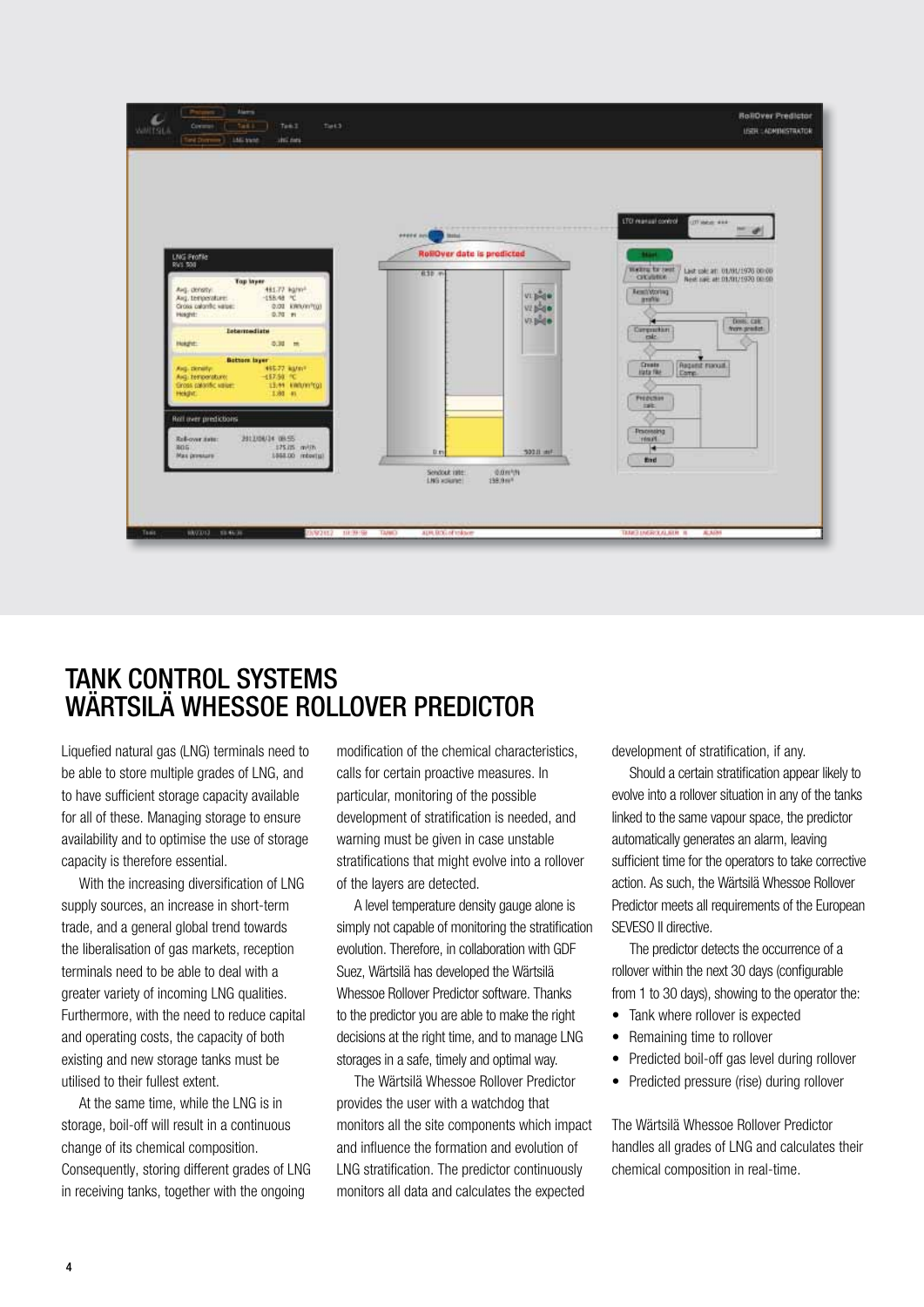# TANK CONTROL SYSTEMS
# WÄRTSILÄ WHESSOE ROLLOVER PREDICTOR

Liquefied natural gas (LNG) terminals need to be able to store multiple grades of LNG, and to have sufficient storage capacity available for all of these. Managing storage to ensure availability and to optimise the use of storage capacity is therefore essential.

With the increasing diversification of LNG supply sources, an increase in short-term trade, and a general global trend towards the liberalisation of gas markets, reception terminals need to be able to deal with a greater variety of incoming LNG qualities. Furthermore, with the need to reduce capital and operating costs, the capacity of both existing and new storage tanks must be utilised to their fullest extent.

At the same time, while the LNG is in storage, boil-off will result in a continuous change of its chemical composition. Consequently, storing different grades of LNG in receiving tanks, together with the ongoing modification of the chemical characteristics, calls for certain proactive measures. In particular, monitoring of the possible development of stratification is needed, and warning must be given in case unstable stratifications that might evolve into a rollover of the layers are detected.

A level temperature density gauge alone is simply not capable of monitoring the stratification evolution. Therefore, in collaboration with GDF Suez, Wärtsilä has developed the Wärtsilä Whessoe Rollover Predictor software. Thanks to the predictor you are able to make the right decisions at the right time, and to manage LNG storages in a safe, timely and optimal way.

The Wärtsilä Whessoe Rollover Predictor provides the user with a watchdog that monitors all the site components which impact and influence the formation and evolution of LNG stratification. The predictor continuously monitors all data and calculates the expected development of stratification, if any.

Should a certain stratification appear likely to evolve into a rollover situation in any of the tanks linked to the same vapour space, the predictor automatically generates an alarm, leaving sufficient time for the operators to take corrective action. As such, the Wärtsilä Whessoe Rollover Predictor meets all requirements of the European SEVESO II directive.

The predictor detects the occurrence of a rollover within the next 30 days (configurable from 1 to 30 days), showing to the operator the:

- Tank where rollover is expected
- Remaining time to rollover
- Predicted boil-off gas level during rollover
- Predicted pressure (rise) during rollover

The Wärtsilä Whessoe Rollover Predictor handles all grades of LNG and calculates their chemical composition in real-time.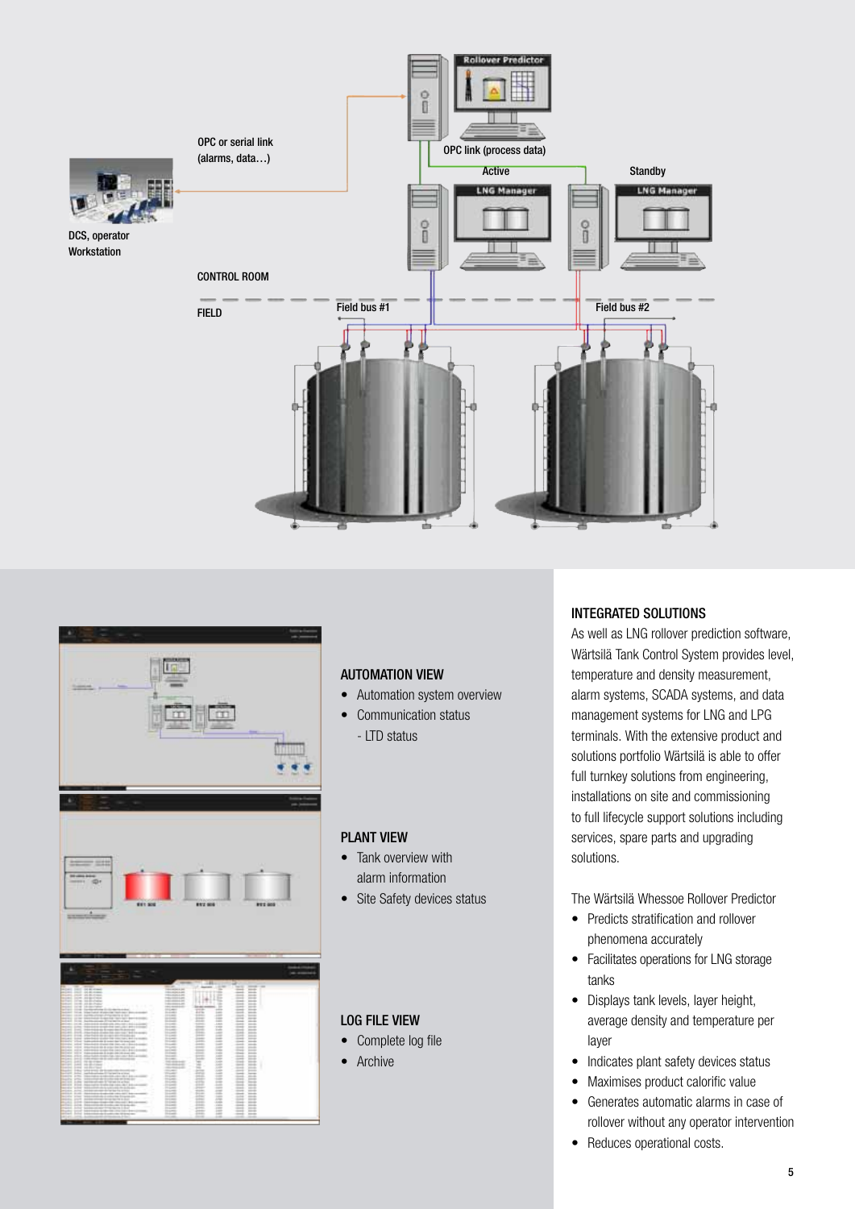## AUTOMATION VIEW

- Automation system overview
- Communication status
  - LTD status

## PLANT VIEW

- Tank overview with alarm information
- Site Safety devices status

## LOG FILE VIEW

- Complete log file
- Archive

## INTEGRATED SOLUTIONS

As well as LNG rollover prediction software, Wärtsilä Tank Control System provides level, temperature and density measurement, alarm systems, SCADA systems, and data management systems for LNG and LPG terminals. With the extensive product and solutions portfolio Wärtsilä is able to offer full turnkey solutions from engineering, installations on site and commissioning to full lifecycle support solutions including services, spare parts and upgrading solutions.

The Wärtsilä Whessoe Rollover Predictor

- Predicts stratification and rollover phenomena accurately
- Facilitates operations for LNG storage tanks
- Displays tank levels, layer height, average density and temperature per layer
- Indicates plant safety devices status
- Maximises product calorific value
- Generates automatic alarms in case of rollover without any operator intervention
- Reduces operational costs.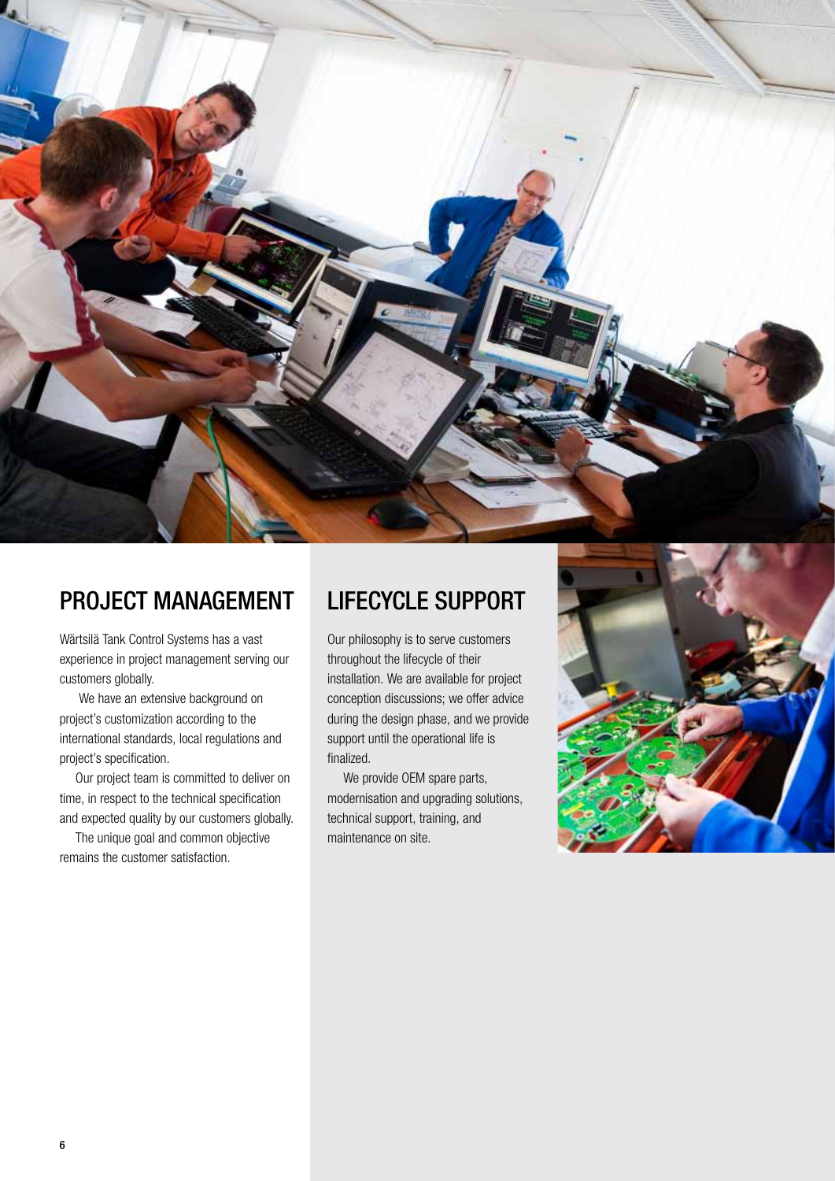## PROJECT MANAGEMENT

Wärtsilä Tank Control Systems has a vast experience in project management serving our customers globally.

We have an extensive background on project's customization according to the international standards, local regulations and project's specification.

Our project team is committed to deliver on time, in respect to the technical specification and expected quality by our customers globally.

The unique goal and common objective remains the customer satisfaction.

## LIFECYCLE SUPPORT

Our philosophy is to serve customers throughout the lifecycle of their installation. We are available for project conception discussions; we offer advice during the design phase, and we provide support until the operational life is finalized.

We provide OEM spare parts, modernisation and upgrading solutions, technical support, training, and maintenance on site.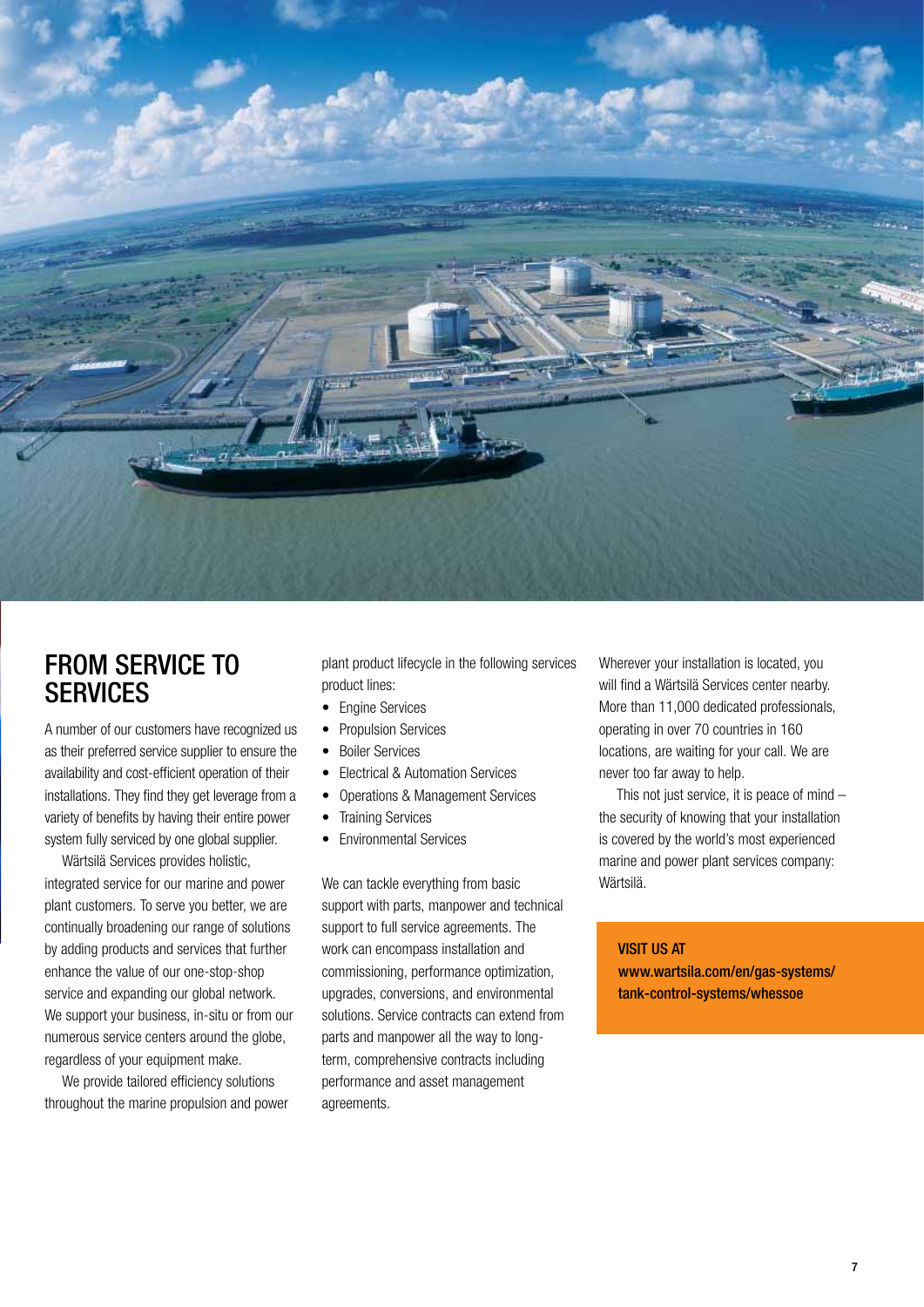## FROM SERVICE TO SERVICES

A number of our customers have recognized us as their preferred service supplier to ensure the availability and cost-efficient operation of their installations. They find they get leverage from a variety of benefits by having their entire power system fully serviced by one global supplier.

Wärtsilä Services provides holistic, integrated service for our marine and power plant customers. To serve you better, we are continually broadening our range of solutions by adding products and services that further enhance the value of our one-stop-shop service and expanding our global network. We support your business, in-situ or from our numerous service centers around the globe, regardless of your equipment make.

We provide tailored efficiency solutions throughout the marine propulsion and power plant product lifecycle in the following services product lines:

- Engine Services
- Propulsion Services
- Boiler Services
- Electrical & Automation Services
- Operations & Management Services
- Training Services
- Environmental Services

We can tackle everything from basic support with parts, manpower and technical support to full service agreements. The work can encompass installation and commissioning, performance optimization, upgrades, conversions, and environmental solutions. Service contracts can extend from parts and manpower all the way to long-term, comprehensive contracts including performance and asset management agreements.

Wherever your installation is located, you will find a Wärtsilä Services center nearby. More than 11,000 dedicated professionals, operating in over 70 countries in 160 locations, are waiting for your call. We are never too far away to help.

This not just service, it is peace of mind – the security of knowing that your installation is covered by the world's most experienced marine and power plant services company: Wärtsilä.

**VISIT US AT**
**www.wartsila.com/en/gas-systems/tank-control-systems/whessoe**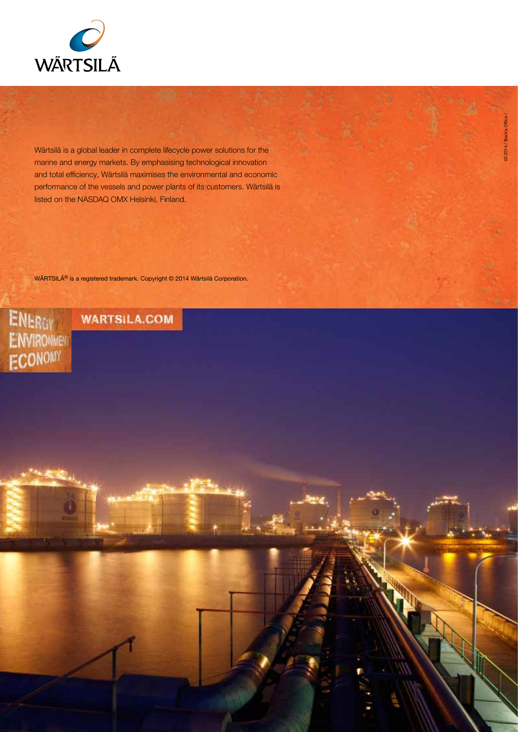WÄRTSILÄ

Wärtsilä is a global leader in complete lifecycle power solutions for the marine and energy markets. By emphasising technological innovation and total efficiency, Wärtsilä maximises the environmental and economic performance of the vessels and power plants of its customers. Wärtsilä is listed on the NASDAQ OMX Helsinki, Finland.

WÄRTSILÄ® is a registered trademark. Copyright © 2014 Wärtsilä Corporation.

ENERGY ENVIRONMENT ECONOMY

WARTSILA.COM

02.2014 / Bock's Office /